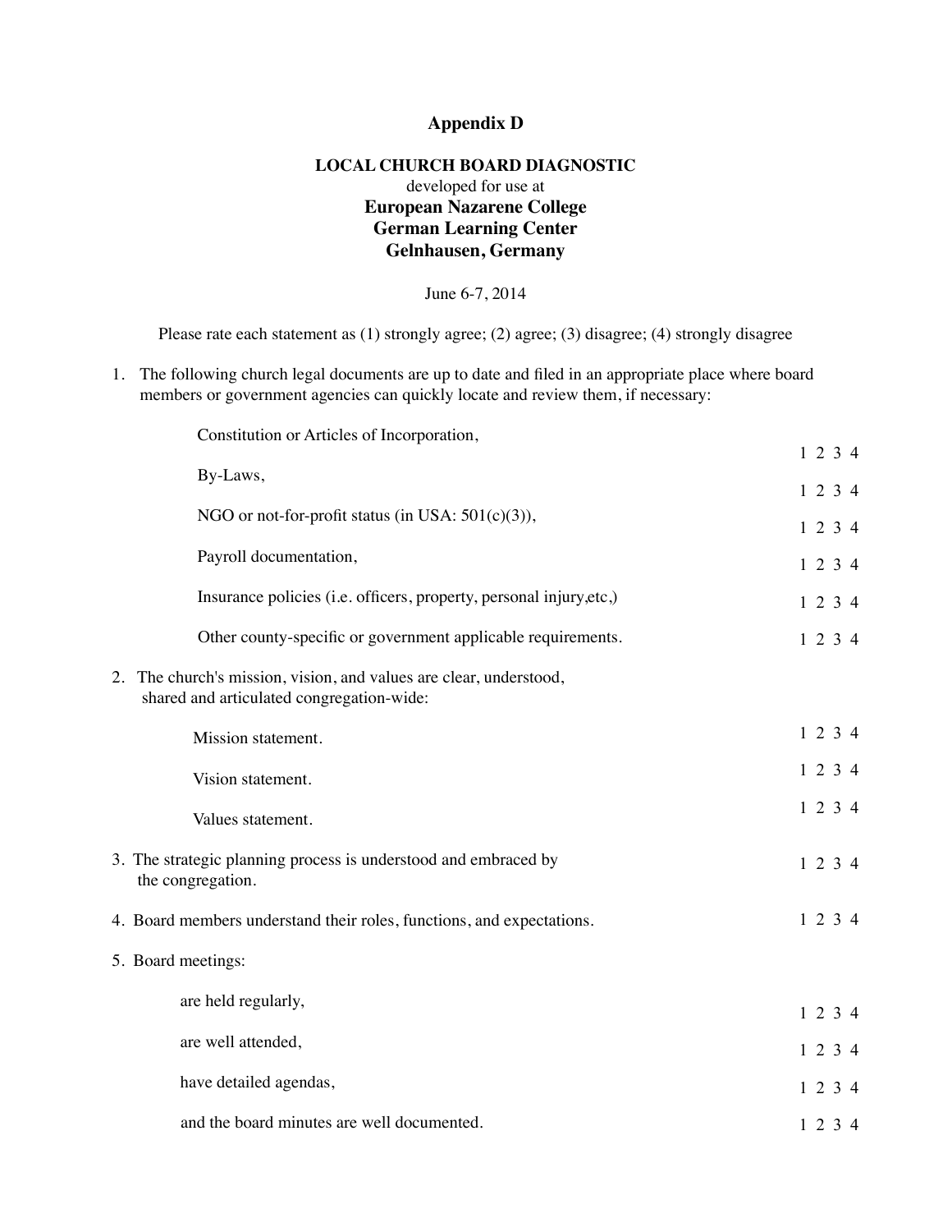# Appendix D

**LOCAL CHURCH BOARD DIAGNOSTIC**
developed for use at
**European Nazarene College**
**German Learning Center**
**Gelnhausen, Germany**

June 6-7, 2014

Please rate each statement as (1) strongly agree; (2) agree; (3) disagree; (4) strongly disagree

1. The following church legal documents are up to date and filed in an appropriate place where board members or government agencies can quickly locate and review them, if necessary:

   Constitution or Articles of Incorporation, 1 2 3 4

   By-Laws, 1 2 3 4

   NGO or not-for-profit status (in USA: 501(c)(3)), 1 2 3 4

   Payroll documentation, 1 2 3 4

   Insurance policies (i.e. officers, property, personal injury,etc,) 1 2 3 4

   Other county-specific or government applicable requirements. 1 2 3 4

2. The church's mission, vision, and values are clear, understood, shared and articulated congregation-wide:

   Mission statement. 1 2 3 4

   Vision statement. 1 2 3 4

   Values statement. 1 2 3 4

3. The strategic planning process is understood and embraced by the congregation. 1 2 3 4

4. Board members understand their roles, functions, and expectations. 1 2 3 4

5. Board meetings:

   are held regularly, 1 2 3 4

   are well attended, 1 2 3 4

   have detailed agendas, 1 2 3 4

   and the board minutes are well documented. 1 2 3 4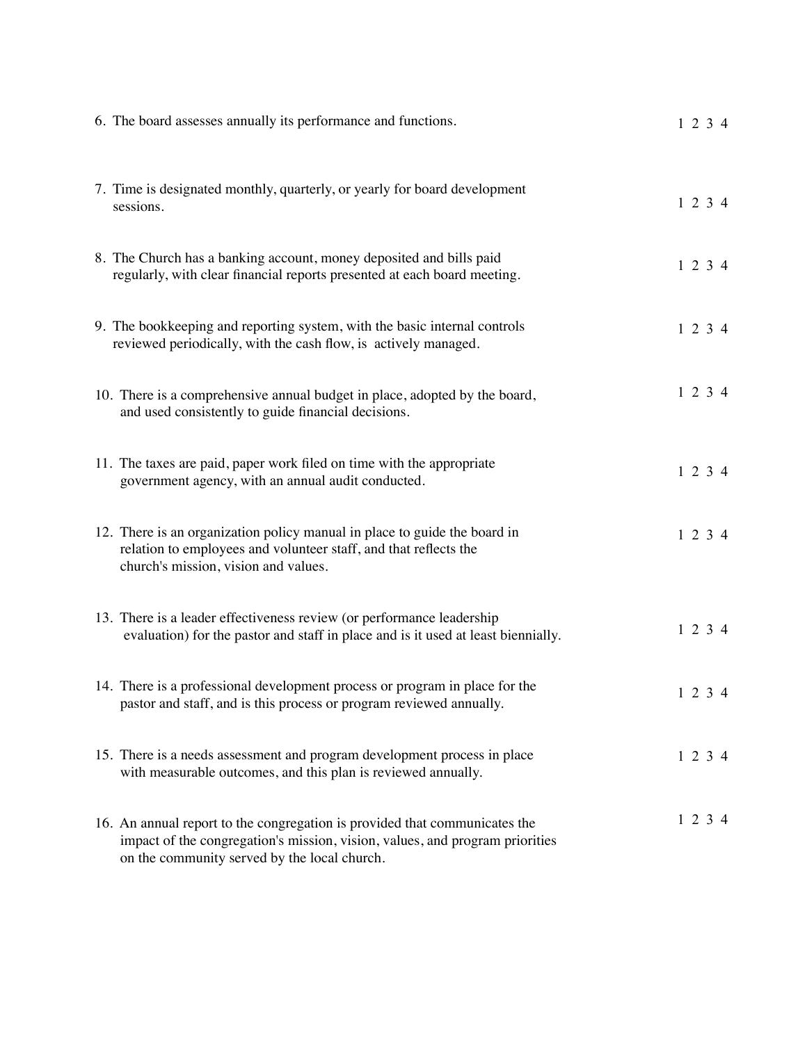6. The board assesses annually its performance and functions. 1 2 3 4

7. Time is designated monthly, quarterly, or yearly for board development sessions. 1 2 3 4

8. The Church has a banking account, money deposited and bills paid regularly, with clear financial reports presented at each board meeting. 1 2 3 4

9. The bookkeeping and reporting system, with the basic internal controls reviewed periodically, with the cash flow, is actively managed. 1 2 3 4

10. There is a comprehensive annual budget in place, adopted by the board, and used consistently to guide financial decisions. 1 2 3 4

11. The taxes are paid, paper work filed on time with the appropriate government agency, with an annual audit conducted. 1 2 3 4

12. There is an organization policy manual in place to guide the board in relation to employees and volunteer staff, and that reflects the church's mission, vision and values. 1 2 3 4

13. There is a leader effectiveness review (or performance leadership evaluation) for the pastor and staff in place and is it used at least biennially. 1 2 3 4

14. There is a professional development process or program in place for the pastor and staff, and is this process or program reviewed annually. 1 2 3 4

15. There is a needs assessment and program development process in place with measurable outcomes, and this plan is reviewed annually. 1 2 3 4

16. An annual report to the congregation is provided that communicates the impact of the congregation's mission, vision, values, and program priorities on the community served by the local church. 1 2 3 4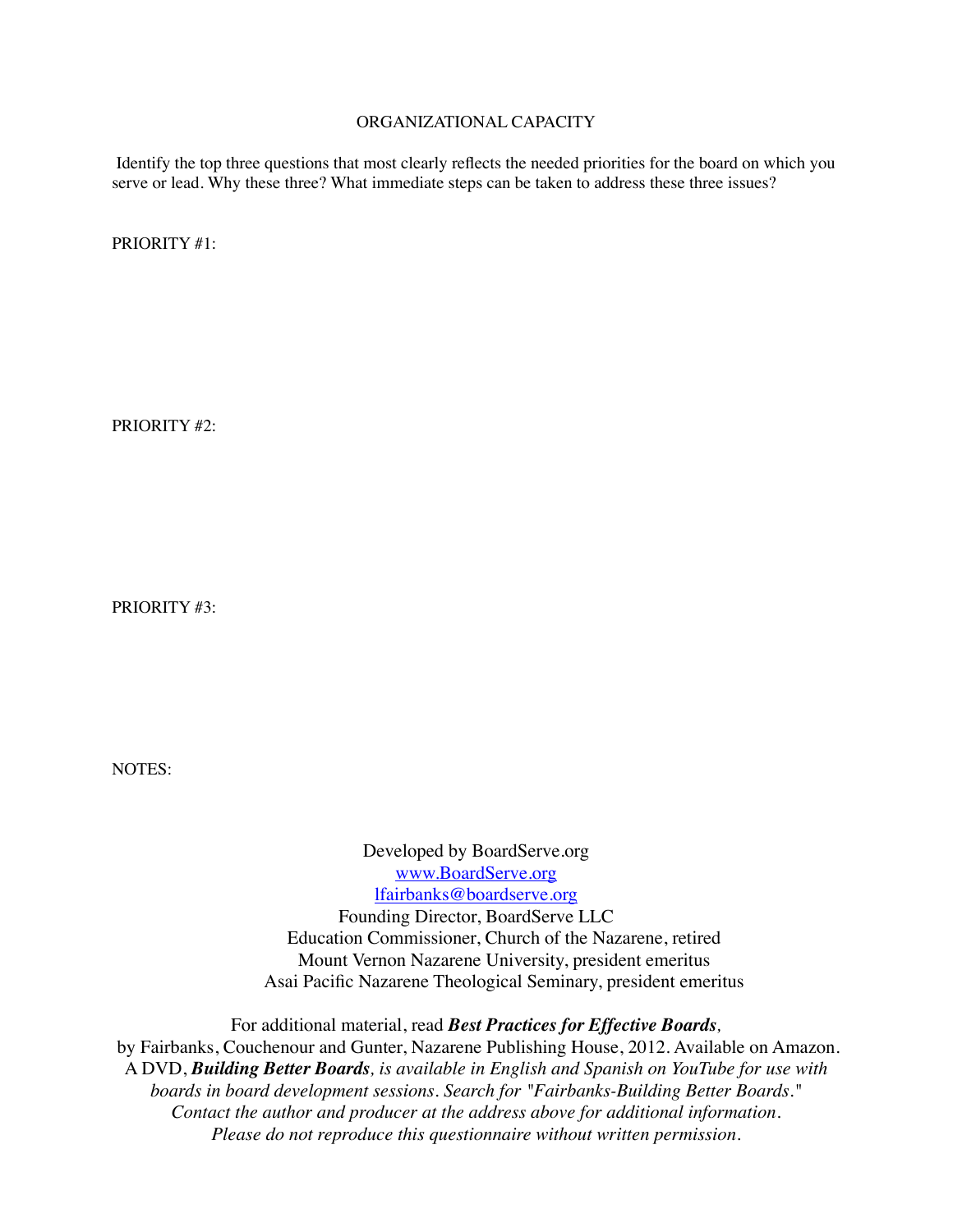# ORGANIZATIONAL CAPACITY

Identify the top three questions that most clearly reflects the needed priorities for the board on which you serve or lead. Why these three? What immediate steps can be taken to address these three issues?

PRIORITY #1:

PRIORITY #2:

PRIORITY #3:

NOTES:

Developed by BoardServe.org
www.BoardServe.org
lfairbanks@boardserve.org
Founding Director, BoardServe LLC
Education Commissioner, Church of the Nazarene, retired
Mount Vernon Nazarene University, president emeritus
Asai Pacific Nazarene Theological Seminary, president emeritus

For additional material, read ***Best Practices for Effective Boards,*** by Fairbanks, Couchenour and Gunter, Nazarene Publishing House, 2012. Available on Amazon. A DVD, ***Building Better Boards****, is available in English and Spanish on YouTube for use with boards in board development sessions. Search for "Fairbanks-Building Better Boards." Contact the author and producer at the address above for additional information. Please do not reproduce this questionnaire without written permission.*